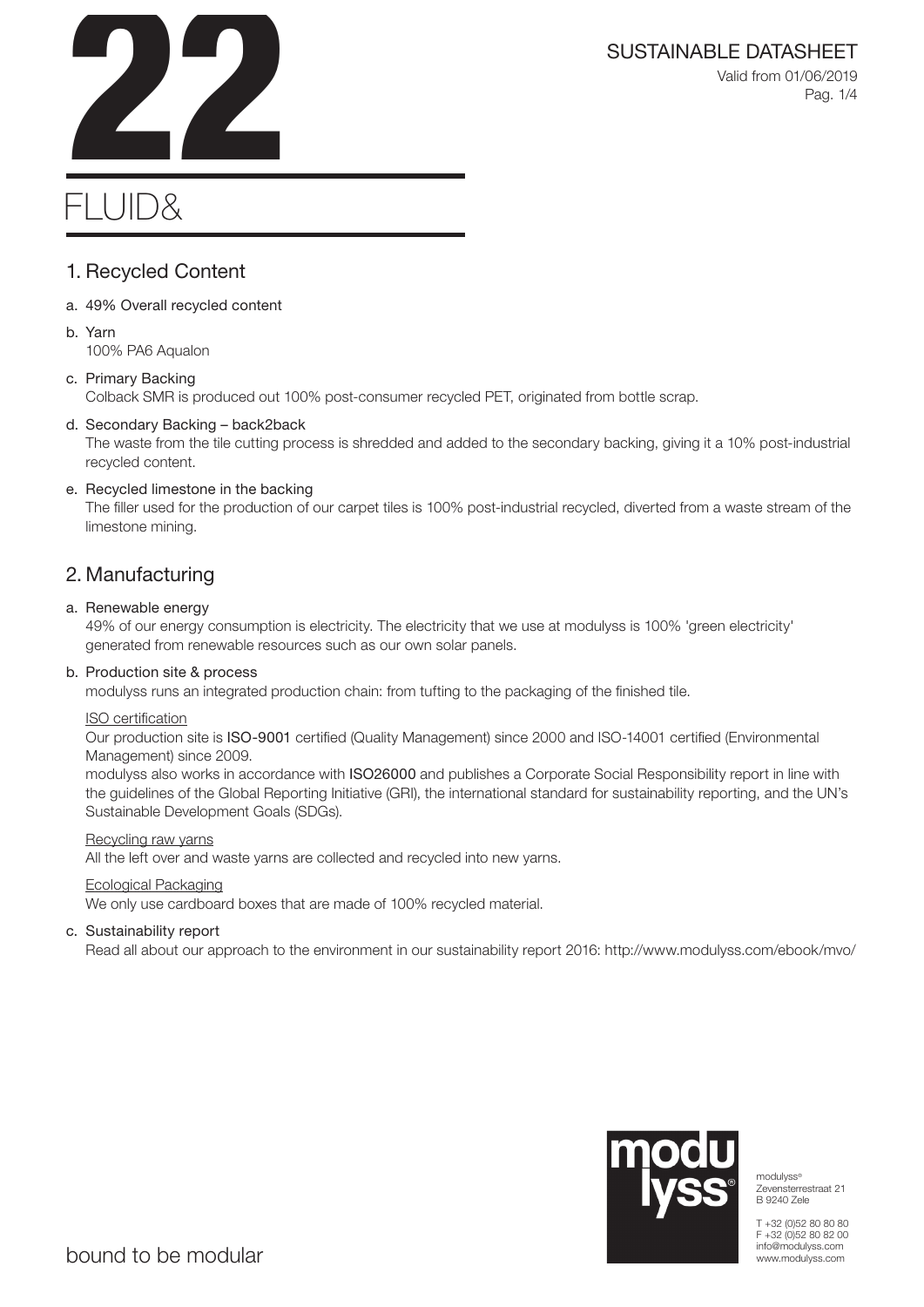# 22

# FLUID&

SUSTAINABLE DATASHEET

Valid from 01/06/2019

## 1. Recycled Content

a. 49% Overall recycled content

b. Yarn
100% PA6 Aqualon

c. Primary Backing
Colback SMR is produced out 100% post-consumer recycled PET, originated from bottle scrap.

d. Secondary Backing – back2back
The waste from the tile cutting process is shredded and added to the secondary backing, giving it a 10% post-industrial recycled content.

e. Recycled limestone in the backing
The filler used for the production of our carpet tiles is 100% post-industrial recycled, diverted from a waste stream of the limestone mining.

## 2. Manufacturing

a. Renewable energy
49% of our energy consumption is electricity. The electricity that we use at modulyss is 100% 'green electricity' generated from renewable resources such as our own solar panels.

b. Production site & process
modulyss runs an integrated production chain: from tufting to the packaging of the finished tile.

ISO certification
Our production site is **ISO-9001** certified (Quality Management) since 2000 and ISO-14001 certified (Environmental Management) since 2009.
modulyss also works in accordance with **ISO26000** and publishes a Corporate Social Responsibility report in line with the guidelines of the Global Reporting Initiative (GRI), the international standard for sustainability reporting, and the UN's Sustainable Development Goals (SDGs).

Recycling raw yarns
All the left over and waste yarns are collected and recycled into new yarns.

Ecological Packaging
We only use cardboard boxes that are made of 100% recycled material.

c. Sustainability report
Read all about our approach to the environment in our sustainability report 2016: http://www.modulyss.com/ebook/mvo/

modulyss®
Zevensterrestraat 21
B 9240 Zele

T +32 (0)52 80 80 80
F +32 (0)52 80 82 00
info@modulyss.com
www.modulyss.com

bound to be modular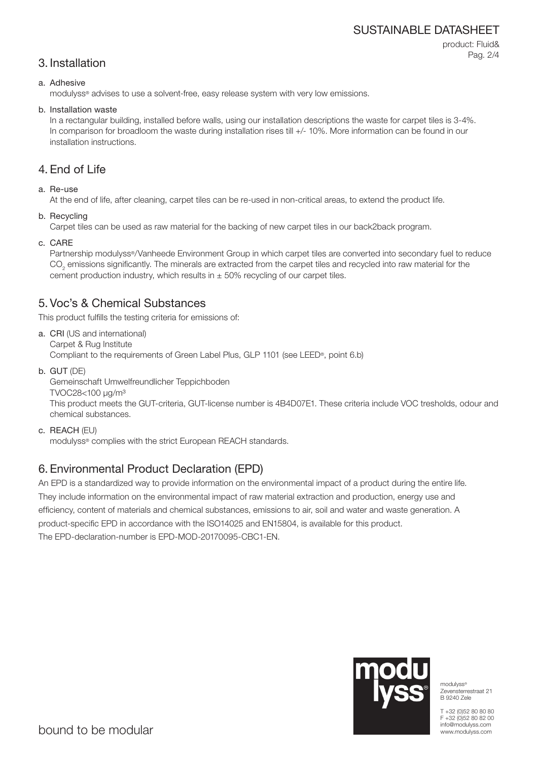## 3. Installation

a. Adhesive

modulyss® advises to use a solvent-free, easy release system with very low emissions.

b. Installation waste

In a rectangular building, installed before walls, using our installation descriptions the waste for carpet tiles is 3-4%. In comparison for broadloom the waste during installation rises till +/- 10%. More information can be found in our installation instructions.

## 4. End of Life

a. Re-use

At the end of life, after cleaning, carpet tiles can be re-used in non-critical areas, to extend the product life.

b. Recycling

Carpet tiles can be used as raw material for the backing of new carpet tiles in our back2back program.

c. CARE

Partnership modulyss®/Vanheede Environment Group in which carpet tiles are converted into secondary fuel to reduce $CO_2$ emissions significantly. The minerals are extracted from the carpet tiles and recycled into raw material for the cement production industry, which results in ± 50% recycling of our carpet tiles.

## 5. Voc's & Chemical Substances

This product fulfills the testing criteria for emissions of:

a. **CRI** (US and international)

Carpet & Rug Institute

Compliant to the requirements of Green Label Plus, GLP 1101 (see LEED®, point 6.b)

b. **GUT** (DE)

Gemeinschaft Umwelfreundlicher Teppichboden

TVOC28<100 µg/m³

This product meets the GUT-criteria, GUT-license number is 4B4D07E1. These criteria include VOC tresholds, odour and chemical substances.

c. **REACH** (EU)

modulyss® complies with the strict European REACH standards.

## 6. Environmental Product Declaration (EPD)

An EPD is a standardized way to provide information on the environmental impact of a product during the entire life. They include information on the environmental impact of raw material extraction and production, energy use and efficiency, content of materials and chemical substances, emissions to air, soil and water and waste generation. A product-specific EPD in accordance with the ISO14025 and EN15804, is available for this product.

The EPD-declaration-number is EPD-MOD-20170095-CBC1-EN.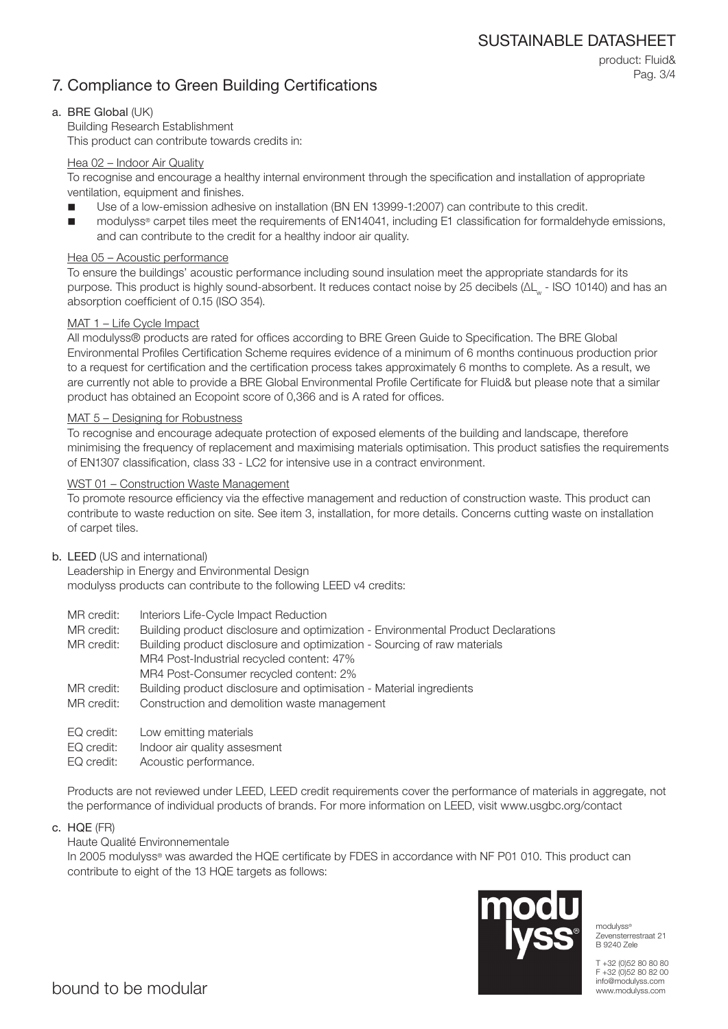## 7. Compliance to Green Building Certifications

a. **BRE Global** (UK)

Building Research Establishment

This product can contribute towards credits in:

Hea 02 – Indoor Air Quality

To recognise and encourage a healthy internal environment through the specification and installation of appropriate ventilation, equipment and finishes.

- Use of a low-emission adhesive on installation (BN EN 13999-1:2007) can contribute to this credit.
- modulyss® carpet tiles meet the requirements of EN14041, including E1 classification for formaldehyde emissions, and can contribute to the credit for a healthy indoor air quality.

Hea 05 – Acoustic performance

To ensure the buildings' acoustic performance including sound insulation meet the appropriate standards for its purpose. This product is highly sound-absorbent. It reduces contact noise by 25 decibels ($\Delta L_w$ - ISO 10140) and has an absorption coefficient of 0.15 (ISO 354).

MAT 1 – Life Cycle Impact

All modulyss® products are rated for offices according to BRE Green Guide to Specification. The BRE Global Environmental Profiles Certification Scheme requires evidence of a minimum of 6 months continuous production prior to a request for certification and the certification process takes approximately 6 months to complete. As a result, we are currently not able to provide a BRE Global Environmental Profile Certificate for Fluid& but please note that a similar product has obtained an Ecopoint score of 0,366 and is A rated for offices.

MAT 5 – Designing for Robustness

To recognise and encourage adequate protection of exposed elements of the building and landscape, therefore minimising the frequency of replacement and maximising materials optimisation. This product satisfies the requirements of EN1307 classification, class 33 - LC2 for intensive use in a contract environment.

WST 01 – Construction Waste Management

To promote resource efficiency via the effective management and reduction of construction waste. This product can contribute to waste reduction on site. See item 3, installation, for more details. Concerns cutting waste on installation of carpet tiles.

b. **LEED** (US and international)

Leadership in Energy and Environmental Design

modulyss products can contribute to the following LEED v4 credits:

MR credit: Interiors Life-Cycle Impact Reduction
MR credit: Building product disclosure and optimization - Environmental Product Declarations
MR credit: Building product disclosure and optimization - Sourcing of raw materials
MR4 Post-Industrial recycled content: 47%
MR4 Post-Consumer recycled content: 2%
MR credit: Building product disclosure and optimisation - Material ingredients
MR credit: Construction and demolition waste management

EQ credit: Low emitting materials
EQ credit: Indoor air quality assesment
EQ credit: Acoustic performance.

Products are not reviewed under LEED, LEED credit requirements cover the performance of materials in aggregate, not the performance of individual products of brands. For more information on LEED, visit www.usgbc.org/contact

c. **HQE** (FR)

Haute Qualité Environnementale

In 2005 modulyss® was awarded the HQE certificate by FDES in accordance with NF P01 010. This product can contribute to eight of the 13 HQE targets as follows: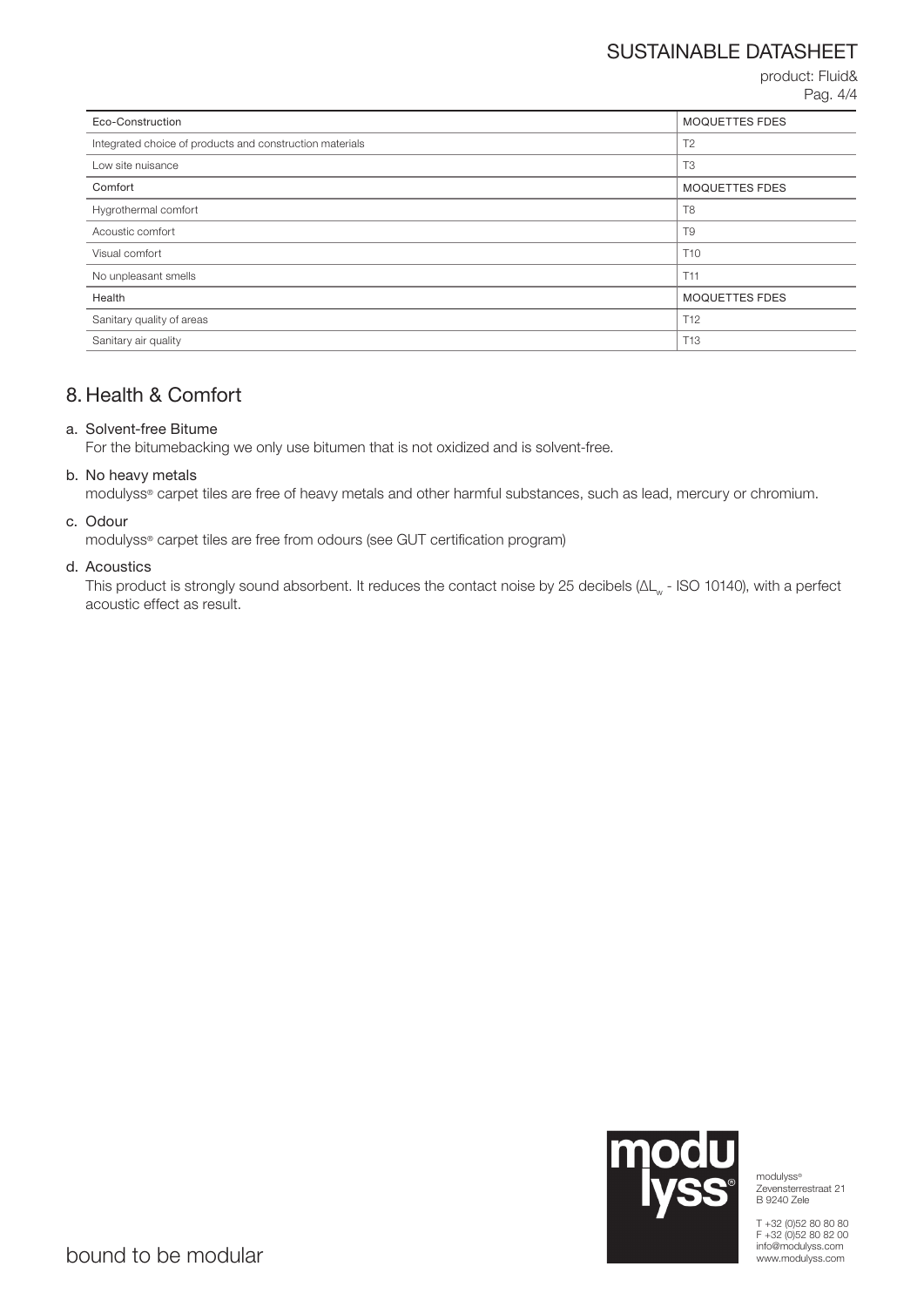| Eco-Construction | MOQUETTES FDES |
| --- | --- |
| Integrated choice of products and construction materials | T2 |
| Low site nuisance | T3 |
| **Comfort** | **MOQUETTES FDES** |
| Hygrothermal comfort | T8 |
| Acoustic comfort | T9 |
| Visual comfort | T10 |
| No unpleasant smells | T11 |
| **Health** | **MOQUETTES FDES** |
| Sanitary quality of areas | T12 |
| Sanitary air quality | T13 |

## 8. Health & Comfort

a. Solvent-free Bitume
For the bitumebacking we only use bitumen that is not oxidized and is solvent-free.

b. No heavy metals
modulyss® carpet tiles are free of heavy metals and other harmful substances, such as lead, mercury or chromium.

c. Odour
modulyss® carpet tiles are free from odours (see GUT certification program)

d. Acoustics
This product is strongly sound absorbent. It reduces the contact noise by 25 decibels ($\Delta L_w$ - ISO 10140), with a perfect acoustic effect as result.

modulyss®
Zevensterrestraat 21
B 9240 Zele

T +32 (0)52 80 80 80
F +32 (0)52 80 82 00
info@modulyss.com
www.modulyss.com

bound to be modular